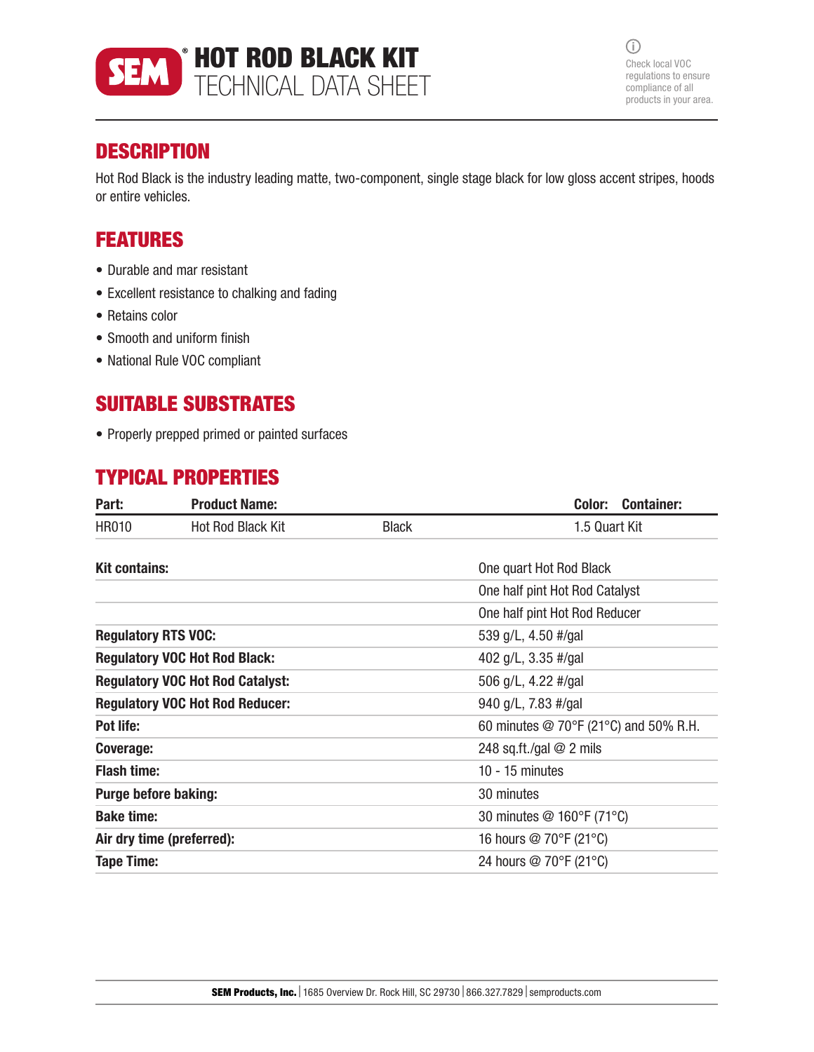# HOT ROD BLACK KIT TECHNICAL DATA SHEET

Check local VOC regulations to ensure compliance of all products in your area.

## DESCRIPTION

Hot Rod Black is the industry leading matte, two-component, single stage black for low gloss accent stripes, hoods or entire vehicles.

## FEATURES

- Durable and mar resistant
- Excellent resistance to chalking and fading
- Retains color
- Smooth and uniform finish
- National Rule VOC compliant

## SUITABLE SUBSTRATES

- Properly prepped primed or painted surfaces

## TYPICAL PROPERTIES

| Part: | Product Name: | Color: | Container: |
|---|---|---|---|
| HR010 | Hot Rod Black Kit | Black | 1.5 Quart Kit |

| | |
|---|---|
| **Kit contains:** | One quart Hot Rod Black |
| | One half pint Hot Rod Catalyst |
| | One half pint Hot Rod Reducer |
| **Regulatory RTS VOC:** | 539 g/L, 4.50 #/gal |
| **Regulatory VOC Hot Rod Black:** | 402 g/L, 3.35 #/gal |
| **Regulatory VOC Hot Rod Catalyst:** | 506 g/L, 4.22 #/gal |
| **Regulatory VOC Hot Rod Reducer:** | 940 g/L, 7.83 #/gal |
| **Pot life:** | 60 minutes @ 70°F (21°C) and 50% R.H. |
| **Coverage:** | 248 sq.ft./gal @ 2 mils |
| **Flash time:** | 10 - 15 minutes |
| **Purge before baking:** | 30 minutes |
| **Bake time:** | 30 minutes @ 160°F (71°C) |
| **Air dry time (preferred):** | 16 hours @ 70°F (21°C) |
| **Tape Time:** | 24 hours @ 70°F (21°C) |

**SEM Products, Inc.** | 1685 Overview Dr. Rock Hill, SC 29730 | 866.327.7829 | semproducts.com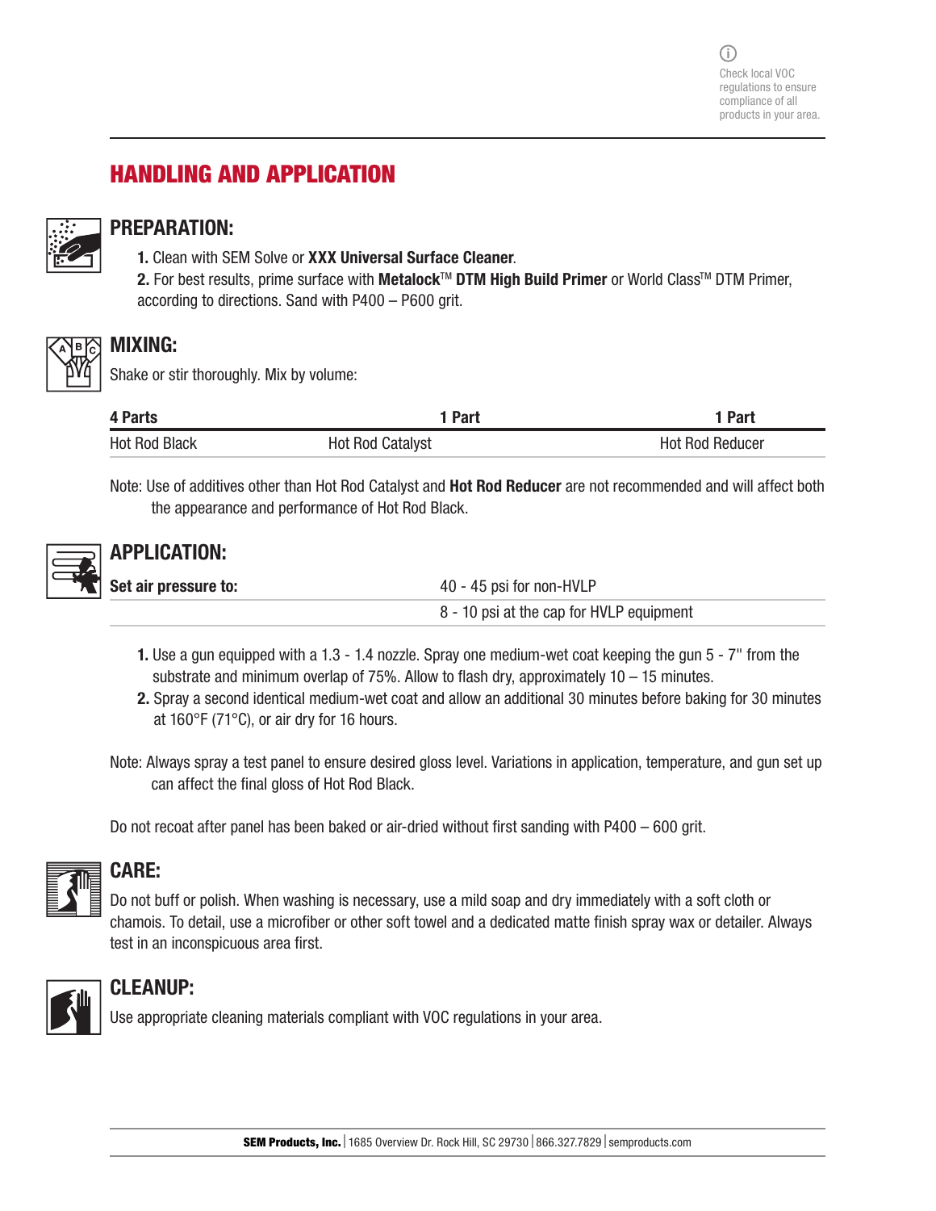Check local VOC regulations to ensure compliance of all products in your area.

# HANDLING AND APPLICATION

## PREPARATION:

1. Clean with SEM Solve or **XXX Universal Surface Cleaner**.
2. For best results, prime surface with **Metalock™ DTM High Build Primer** or World Class™ DTM Primer, according to directions. Sand with P400 – P600 grit.

## MIXING:

Shake or stir thoroughly. Mix by volume:

| 4 Parts | 1 Part | 1 Part |
|---|---|---|
| Hot Rod Black | Hot Rod Catalyst | Hot Rod Reducer |

Note: Use of additives other than Hot Rod Catalyst and **Hot Rod Reducer** are not recommended and will affect both the appearance and performance of Hot Rod Black.

## APPLICATION:

| Set air pressure to: | 40 - 45 psi for non-HVLP |
|---|---|
| | 8 - 10 psi at the cap for HVLP equipment |

1. Use a gun equipped with a 1.3 - 1.4 nozzle. Spray one medium-wet coat keeping the gun 5 - 7" from the substrate and minimum overlap of 75%. Allow to flash dry, approximately 10 – 15 minutes.
2. Spray a second identical medium-wet coat and allow an additional 30 minutes before baking for 30 minutes at 160°F (71°C), or air dry for 16 hours.

Note: Always spray a test panel to ensure desired gloss level. Variations in application, temperature, and gun set up can affect the final gloss of Hot Rod Black.

Do not recoat after panel has been baked or air-dried without first sanding with P400 – 600 grit.

## CARE:

Do not buff or polish. When washing is necessary, use a mild soap and dry immediately with a soft cloth or chamois. To detail, use a microfiber or other soft towel and a dedicated matte finish spray wax or detailer. Always test in an inconspicuous area first.

## CLEANUP:

Use appropriate cleaning materials compliant with VOC regulations in your area.

**SEM Products, Inc.** | 1685 Overview Dr. Rock Hill, SC 29730 | 866.327.7829 | semproducts.com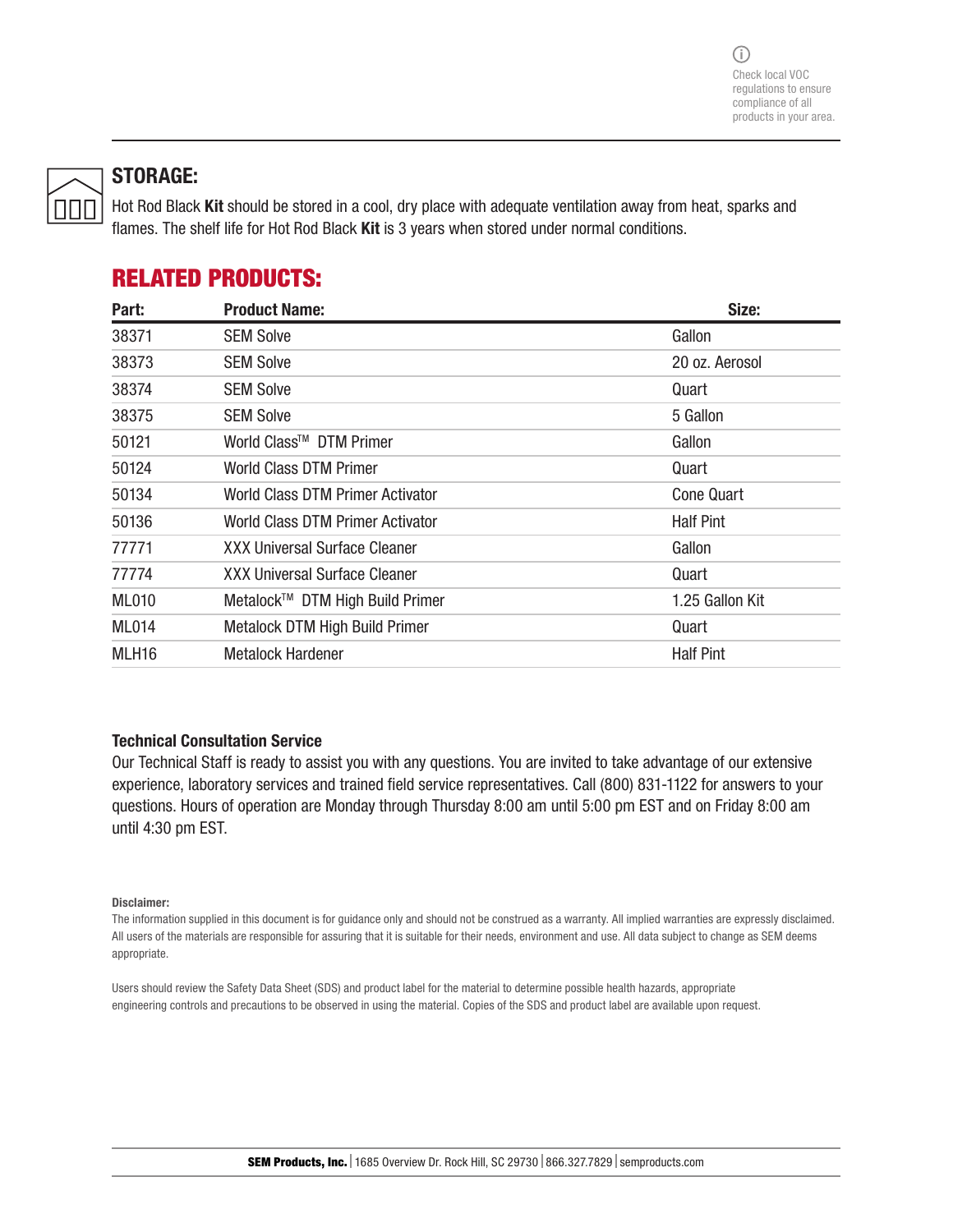Check local VOC regulations to ensure compliance of all products in your area.

## STORAGE:

Hot Rod Black **Kit** should be stored in a cool, dry place with adequate ventilation away from heat, sparks and flames. The shelf life for Hot Rod Black **Kit** is 3 years when stored under normal conditions.

## RELATED PRODUCTS:

| Part: | Product Name: | Size: |
|---|---|---|
| 38371 | SEM Solve | Gallon |
| 38373 | SEM Solve | 20 oz. Aerosol |
| 38374 | SEM Solve | Quart |
| 38375 | SEM Solve | 5 Gallon |
| 50121 | World Class™ DTM Primer | Gallon |
| 50124 | World Class DTM Primer | Quart |
| 50134 | World Class DTM Primer Activator | Cone Quart |
| 50136 | World Class DTM Primer Activator | Half Pint |
| 77771 | XXX Universal Surface Cleaner | Gallon |
| 77774 | XXX Universal Surface Cleaner | Quart |
| ML010 | Metalock™ DTM High Build Primer | 1.25 Gallon Kit |
| ML014 | Metalock DTM High Build Primer | Quart |
| MLH16 | Metalock Hardener | Half Pint |

### Technical Consultation Service

Our Technical Staff is ready to assist you with any questions. You are invited to take advantage of our extensive experience, laboratory services and trained field service representatives. Call (800) 831-1122 for answers to your questions. Hours of operation are Monday through Thursday 8:00 am until 5:00 pm EST and on Friday 8:00 am until 4:30 pm EST.

**Disclaimer:**

The information supplied in this document is for guidance only and should not be construed as a warranty. All implied warranties are expressly disclaimed. All users of the materials are responsible for assuring that it is suitable for their needs, environment and use. All data subject to change as SEM deems appropriate.

Users should review the Safety Data Sheet (SDS) and product label for the material to determine possible health hazards, appropriate engineering controls and precautions to be observed in using the material. Copies of the SDS and product label are available upon request.

**SEM Products, Inc.** | 1685 Overview Dr. Rock Hill, SC 29730 | 866.327.7829 | semproducts.com